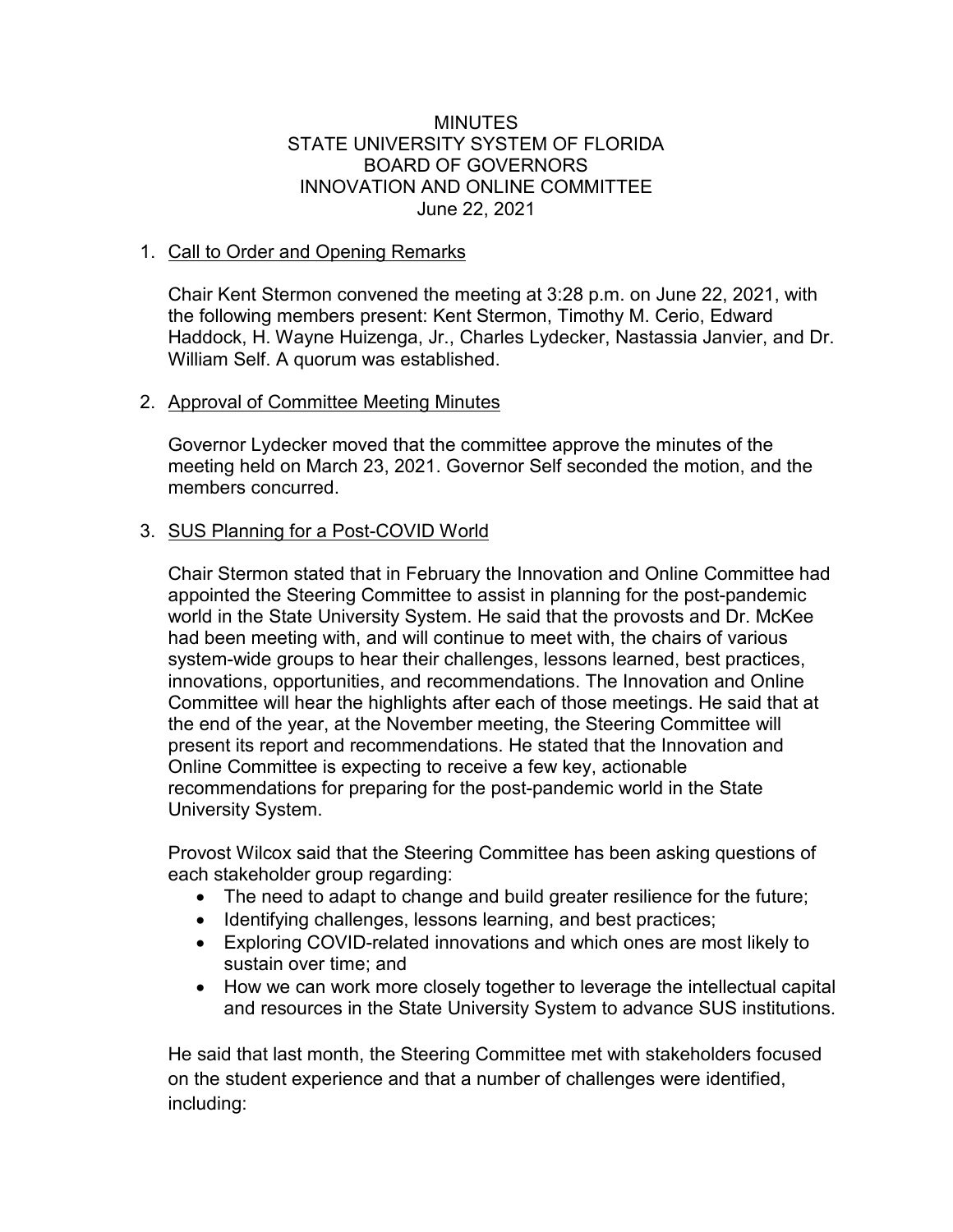# MINUTES
# STATE UNIVERSITY SYSTEM OF FLORIDA
# BOARD OF GOVERNORS
# INNOVATION AND ONLINE COMMITTEE
June 22, 2021

1. Call to Order and Opening Remarks

   Chair Kent Stermon convened the meeting at 3:28 p.m. on June 22, 2021, with the following members present: Kent Stermon, Timothy M. Cerio, Edward Haddock, H. Wayne Huizenga, Jr., Charles Lydecker, Nastassia Janvier, and Dr. William Self. A quorum was established.

2. Approval of Committee Meeting Minutes

   Governor Lydecker moved that the committee approve the minutes of the meeting held on March 23, 2021. Governor Self seconded the motion, and the members concurred.

3. SUS Planning for a Post-COVID World

   Chair Stermon stated that in February the Innovation and Online Committee had appointed the Steering Committee to assist in planning for the post-pandemic world in the State University System. He said that the provosts and Dr. McKee had been meeting with, and will continue to meet with, the chairs of various system-wide groups to hear their challenges, lessons learned, best practices, innovations, opportunities, and recommendations. The Innovation and Online Committee will hear the highlights after each of those meetings. He said that at the end of the year, at the November meeting, the Steering Committee will present its report and recommendations. He stated that the Innovation and Online Committee is expecting to receive a few key, actionable recommendations for preparing for the post-pandemic world in the State University System.

   Provost Wilcox said that the Steering Committee has been asking questions of each stakeholder group regarding:

   - The need to adapt to change and build greater resilience for the future;
   - Identifying challenges, lessons learning, and best practices;
   - Exploring COVID-related innovations and which ones are most likely to sustain over time; and
   - How we can work more closely together to leverage the intellectual capital and resources in the State University System to advance SUS institutions.

   He said that last month, the Steering Committee met with stakeholders focused on the student experience and that a number of challenges were identified, including: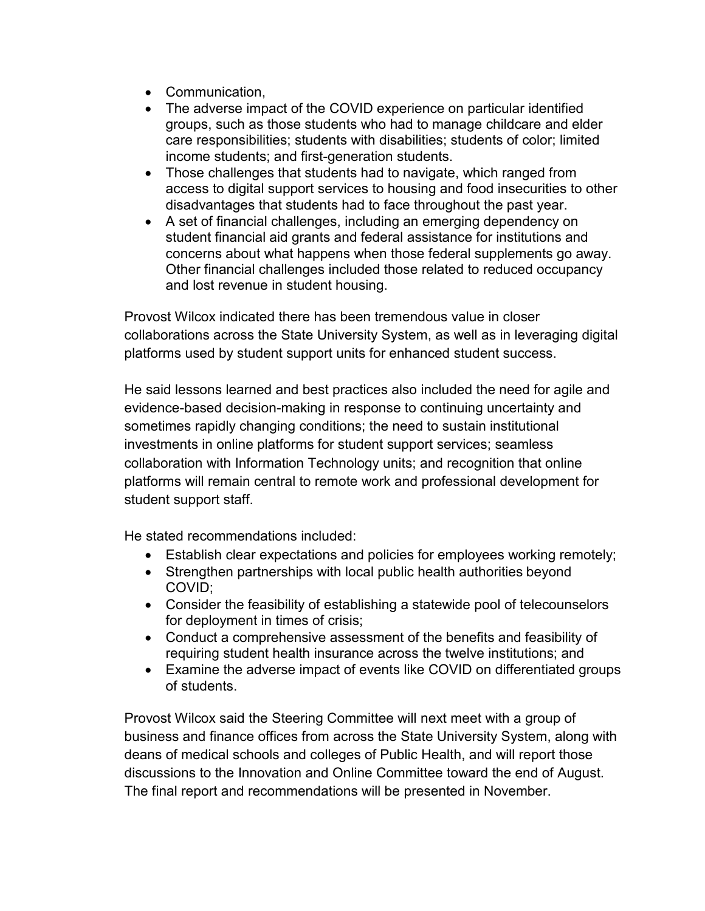- Communication,
- The adverse impact of the COVID experience on particular identified groups, such as those students who had to manage childcare and elder care responsibilities; students with disabilities; students of color; limited income students; and first-generation students.
- Those challenges that students had to navigate, which ranged from access to digital support services to housing and food insecurities to other disadvantages that students had to face throughout the past year.
- A set of financial challenges, including an emerging dependency on student financial aid grants and federal assistance for institutions and concerns about what happens when those federal supplements go away. Other financial challenges included those related to reduced occupancy and lost revenue in student housing.

Provost Wilcox indicated there has been tremendous value in closer collaborations across the State University System, as well as in leveraging digital platforms used by student support units for enhanced student success.

He said lessons learned and best practices also included the need for agile and evidence-based decision-making in response to continuing uncertainty and sometimes rapidly changing conditions; the need to sustain institutional investments in online platforms for student support services; seamless collaboration with Information Technology units; and recognition that online platforms will remain central to remote work and professional development for student support staff.

He stated recommendations included:

- Establish clear expectations and policies for employees working remotely;
- Strengthen partnerships with local public health authorities beyond COVID;
- Consider the feasibility of establishing a statewide pool of telecounselors for deployment in times of crisis;
- Conduct a comprehensive assessment of the benefits and feasibility of requiring student health insurance across the twelve institutions; and
- Examine the adverse impact of events like COVID on differentiated groups of students.

Provost Wilcox said the Steering Committee will next meet with a group of business and finance offices from across the State University System, along with deans of medical schools and colleges of Public Health, and will report those discussions to the Innovation and Online Committee toward the end of August. The final report and recommendations will be presented in November.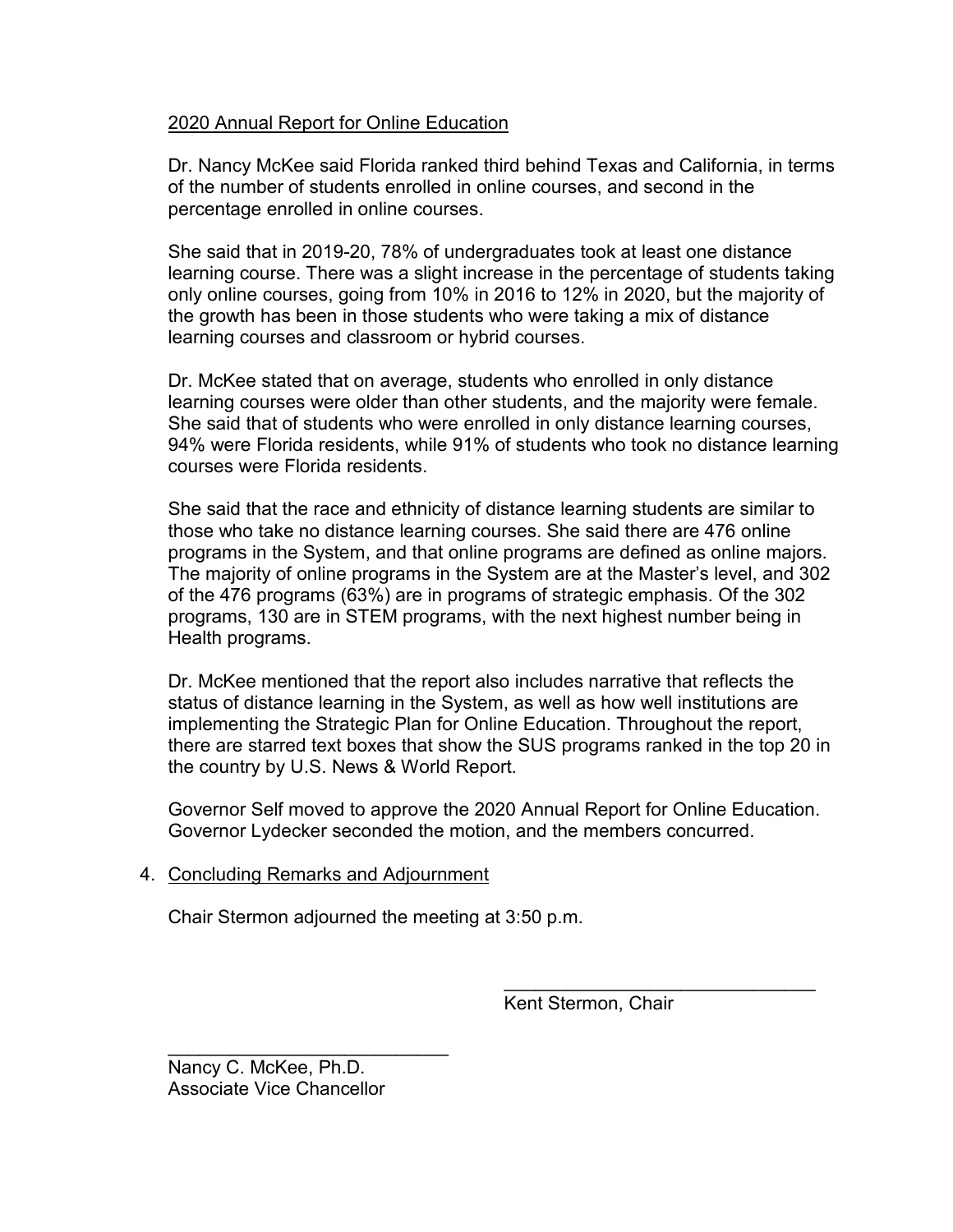2020 Annual Report for Online Education

Dr. Nancy McKee said Florida ranked third behind Texas and California, in terms of the number of students enrolled in online courses, and second in the percentage enrolled in online courses.

She said that in 2019-20, 78% of undergraduates took at least one distance learning course. There was a slight increase in the percentage of students taking only online courses, going from 10% in 2016 to 12% in 2020, but the majority of the growth has been in those students who were taking a mix of distance learning courses and classroom or hybrid courses.

Dr. McKee stated that on average, students who enrolled in only distance learning courses were older than other students, and the majority were female. She said that of students who were enrolled in only distance learning courses, 94% were Florida residents, while 91% of students who took no distance learning courses were Florida residents.

She said that the race and ethnicity of distance learning students are similar to those who take no distance learning courses. She said there are 476 online programs in the System, and that online programs are defined as online majors. The majority of online programs in the System are at the Master's level, and 302 of the 476 programs (63%) are in programs of strategic emphasis. Of the 302 programs, 130 are in STEM programs, with the next highest number being in Health programs.

Dr. McKee mentioned that the report also includes narrative that reflects the status of distance learning in the System, as well as how well institutions are implementing the Strategic Plan for Online Education. Throughout the report, there are starred text boxes that show the SUS programs ranked in the top 20 in the country by U.S. News & World Report.

Governor Self moved to approve the 2020 Annual Report for Online Education. Governor Lydecker seconded the motion, and the members concurred.

4. Concluding Remarks and Adjournment

Chair Stermon adjourned the meeting at 3:50 p.m.

\_\_\_\_\_\_\_\_\_\_\_\_\_\_\_\_\_\_\_\_\_\_\_\_\_\_\_\_\_\_
Kent Stermon, Chair

\_\_\_\_\_\_\_\_\_\_\_\_\_\_\_\_\_\_\_\_\_\_\_\_\_\_\_\_\_\_
Nancy C. McKee, Ph.D.
Associate Vice Chancellor